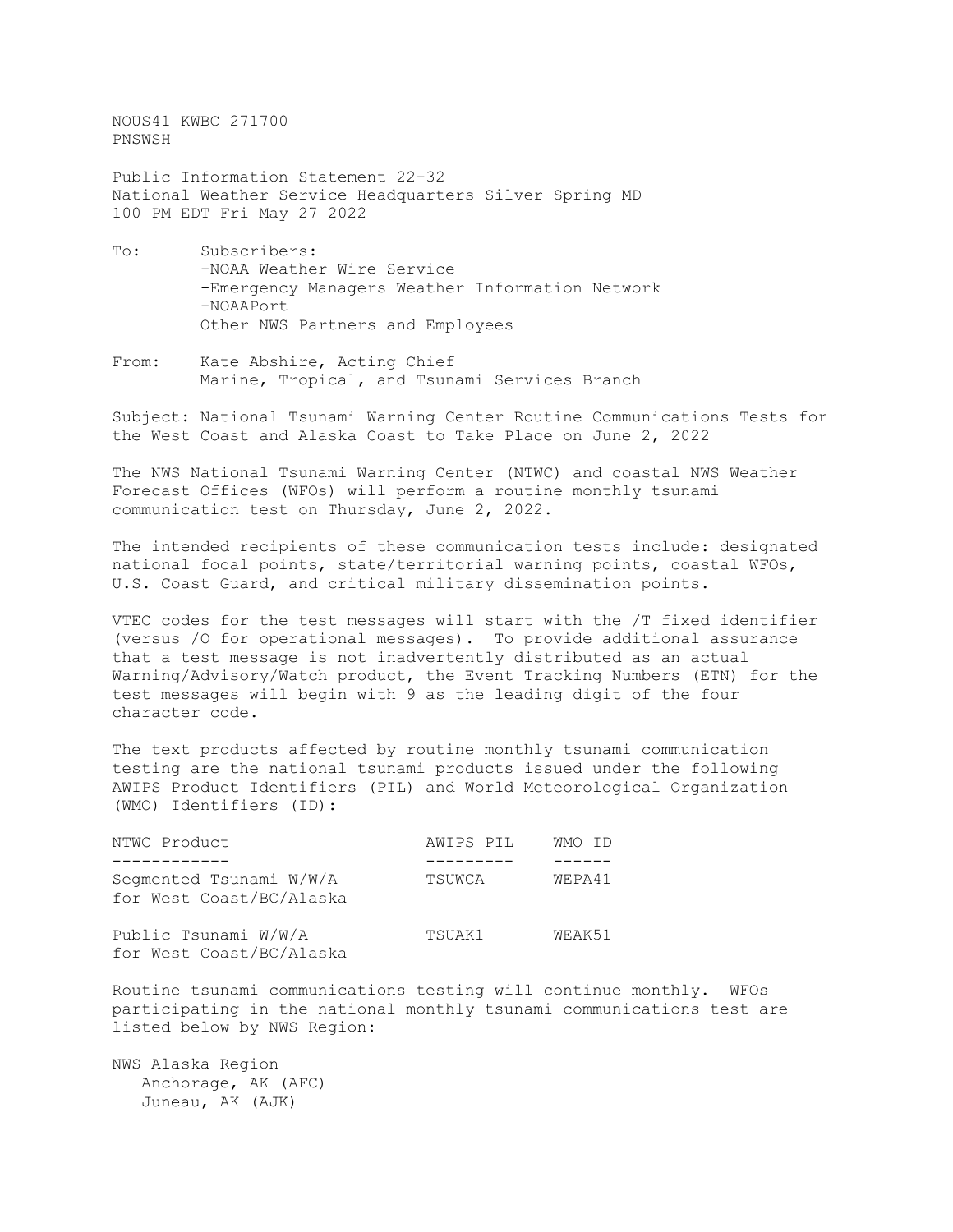NOUS41 KWBC 271700
PNSWSH

Public Information Statement 22-32
National Weather Service Headquarters Silver Spring MD
100 PM EDT Fri May 27 2022

To: Subscribers:
-NOAA Weather Wire Service
-Emergency Managers Weather Information Network
-NOAAPort
Other NWS Partners and Employees

From: Kate Abshire, Acting Chief
Marine, Tropical, and Tsunami Services Branch

Subject: National Tsunami Warning Center Routine Communications Tests for the West Coast and Alaska Coast to Take Place on June 2, 2022

The NWS National Tsunami Warning Center (NTWC) and coastal NWS Weather Forecast Offices (WFOs) will perform a routine monthly tsunami communication test on Thursday, June 2, 2022.

The intended recipients of these communication tests include: designated national focal points, state/territorial warning points, coastal WFOs, U.S. Coast Guard, and critical military dissemination points.

VTEC codes for the test messages will start with the /T fixed identifier (versus /O for operational messages). To provide additional assurance that a test message is not inadvertently distributed as an actual Warning/Advisory/Watch product, the Event Tracking Numbers (ETN) for the test messages will begin with 9 as the leading digit of the four character code.

The text products affected by routine monthly tsunami communication testing are the national tsunami products issued under the following AWIPS Product Identifiers (PIL) and World Meteorological Organization (WMO) Identifiers (ID):

| NTWC Product | AWIPS PIL | WMO ID |
|---|---|---|
| Segmented Tsunami W/W/A for West Coast/BC/Alaska | TSUWCA | WEPA41 |
| Public Tsunami W/W/A for West Coast/BC/Alaska | TSUAK1 | WEAK51 |

Routine tsunami communications testing will continue monthly. WFOs participating in the national monthly tsunami communications test are listed below by NWS Region:

NWS Alaska Region
- Anchorage, AK (AFC)
- Juneau, AK (AJK)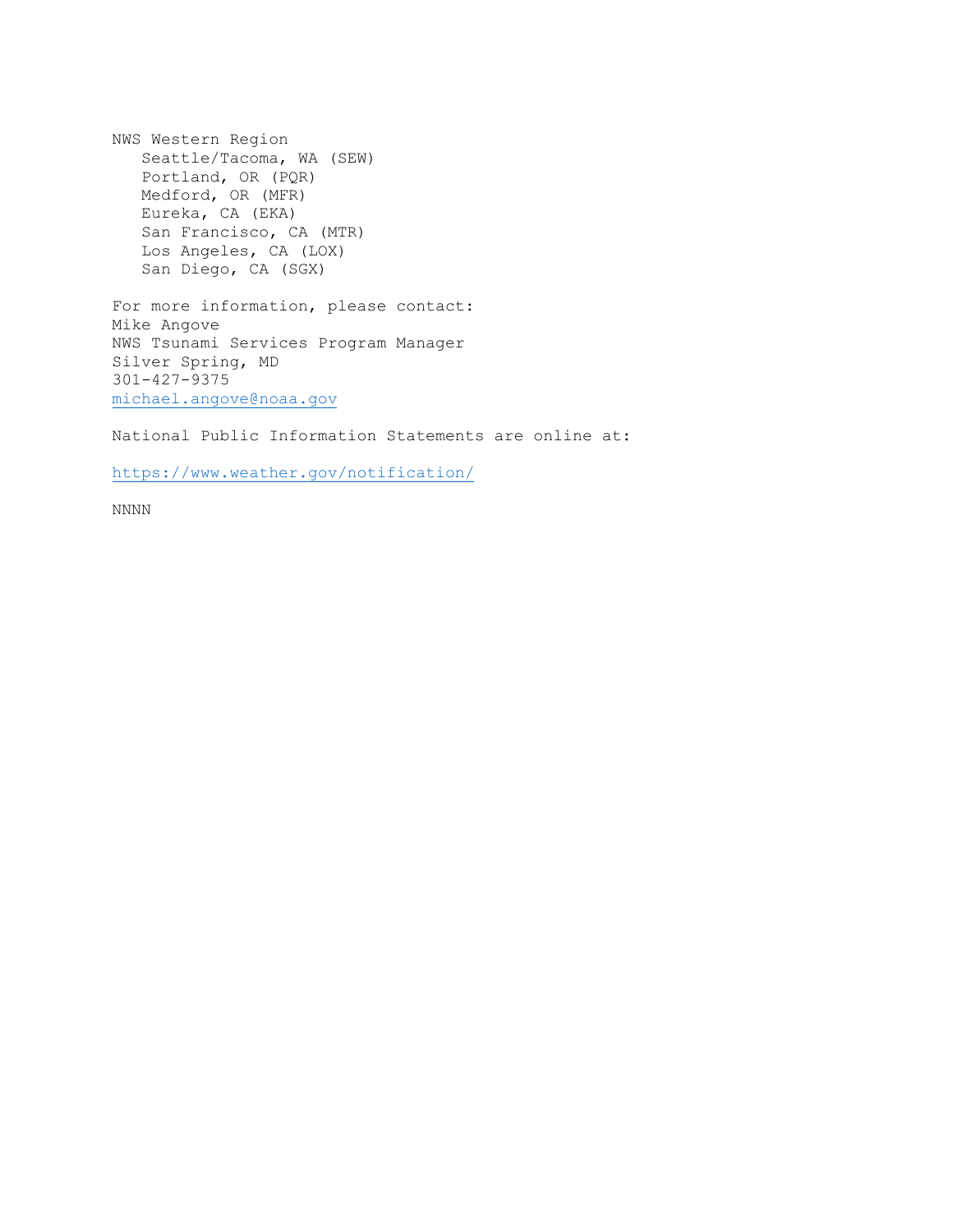NWS Western Region
- Seattle/Tacoma, WA (SEW)
- Portland, OR (PQR)
- Medford, OR (MFR)
- Eureka, CA (EKA)
- San Francisco, CA (MTR)
- Los Angeles, CA (LOX)
- San Diego, CA (SGX)

For more information, please contact:
Mike Angove
NWS Tsunami Services Program Manager
Silver Spring, MD
301-427-9375
michael.angove@noaa.gov

National Public Information Statements are online at:

https://www.weather.gov/notification/

NNNN